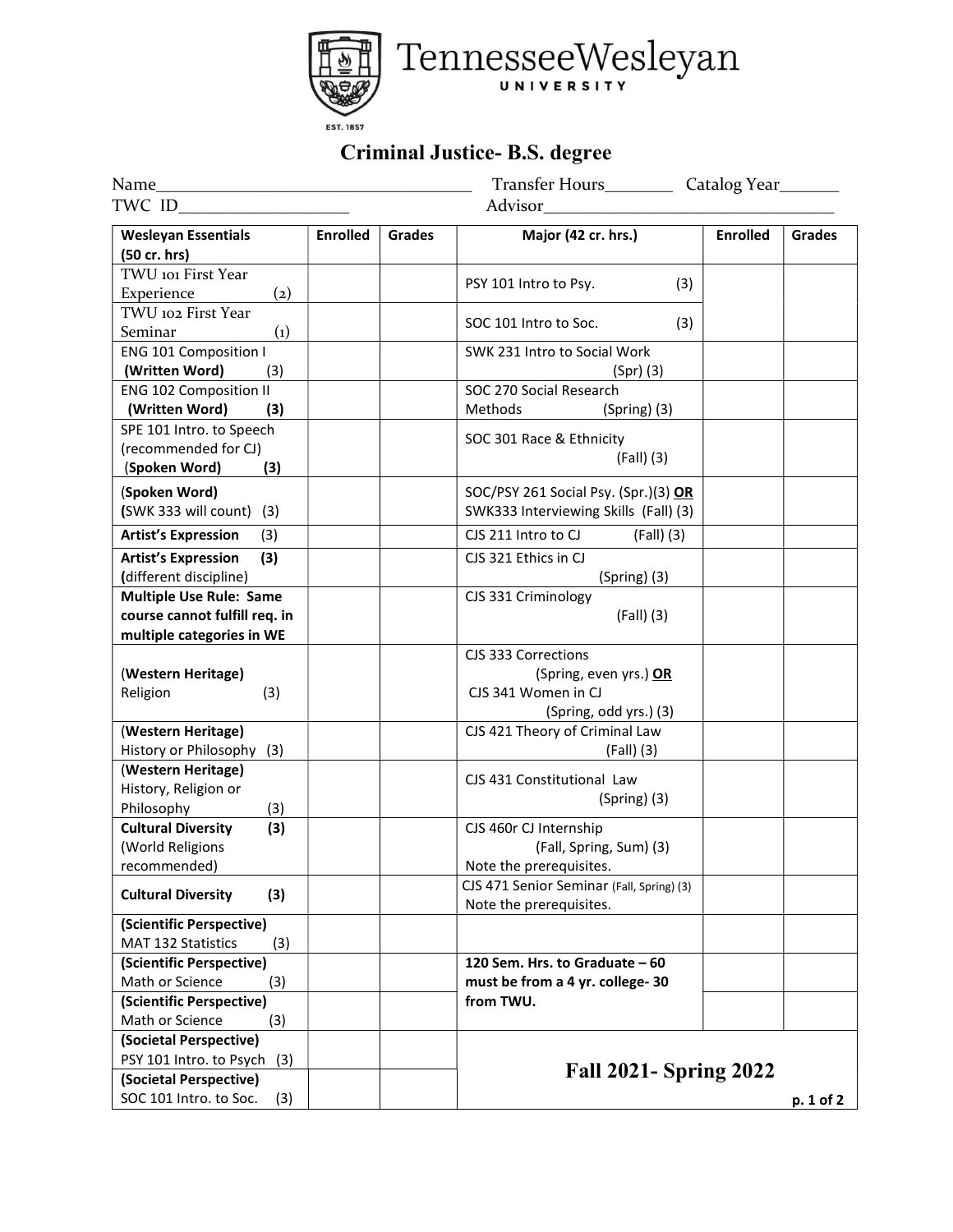Tennessee Wesleyan University

EST. 1857

# Criminal Justice- B.S. degree

Name_________________________________ Transfer Hours_______ Catalog Year_______

TWC ID__________________ Advisor_________________________________

| Wesleyan Essentials (50 cr. hrs) | Enrolled | Grades | Major (42 cr. hrs.) | Enrolled | Grades |
|---|---|---|---|---|---|
| TWU 101 First Year Experience (2) | | | PSY 101 Intro to Psy. (3) | | |
| TWU 102 First Year Seminar (1) | | | SOC 101 Intro to Soc. (3) | | |
| ENG 101 Composition I **(Written Word)** (3) | | | SWK 231 Intro to Social Work (Spr) (3) | | |
| ENG 102 Composition II **(Written Word) (3)** | | | SOC 270 Social Research Methods (Spring) (3) | | |
| SPE 101 Intro. to Speech (recommended for CJ) (**Spoken Word) (3)** | | | SOC 301 Race & Ethnicity (Fall) (3) | | |
| (**Spoken Word)** **(**SWK 333 will count) (3) | | | SOC/PSY 261 Social Psy. (Spr.)(3) **OR** SWK333 Interviewing Skills (Fall) (3) | | |
| **Artist's Expression** (3) | | | CJS 211 Intro to CJ (Fall) (3) | | |
| **Artist's Expression (3)** **(**different discipline) | | | CJS 321 Ethics in CJ (Spring) (3) | | |
| **Multiple Use Rule: Same course cannot fulfill req. in multiple categories in WE** | | | CJS 331 Criminology (Fall) (3) | | |
| (**Western Heritage)** Religion (3) | | | CJS 333 Corrections (Spring, even yrs.) **OR** CJS 341 Women in CJ (Spring, odd yrs.) (3) | | |
| (**Western Heritage)** History or Philosophy (3) | | | CJS 421 Theory of Criminal Law (Fall) (3) | | |
| (**Western Heritage)** History, Religion or Philosophy (3) | | | CJS 431 Constitutional Law (Spring) (3) | | |
| **Cultural Diversity (3)** (World Religions recommended) | | | CJS 460r CJ Internship (Fall, Spring, Sum) (3) Note the prerequisites. | | |
| **Cultural Diversity (3)** | | | CJS 471 Senior Seminar (Fall, Spring) (3) Note the prerequisites. | | |
| **(Scientific Perspective)** MAT 132 Statistics (3) | | | | | |
| **(Scientific Perspective)** Math or Science (3) | | | **120 Sem. Hrs. to Graduate – 60 must be from a 4 yr. college- 30 from TWU.** | | |
| **(Scientific Perspective)** Math or Science (3) | | | | | |
| **(Societal Perspective)** PSY 101 Intro. to Psych (3) | | | **Fall 2021- Spring 2022** | | |
| **(Societal Perspective)** SOC 101 Intro. to Soc. (3) | | | | | |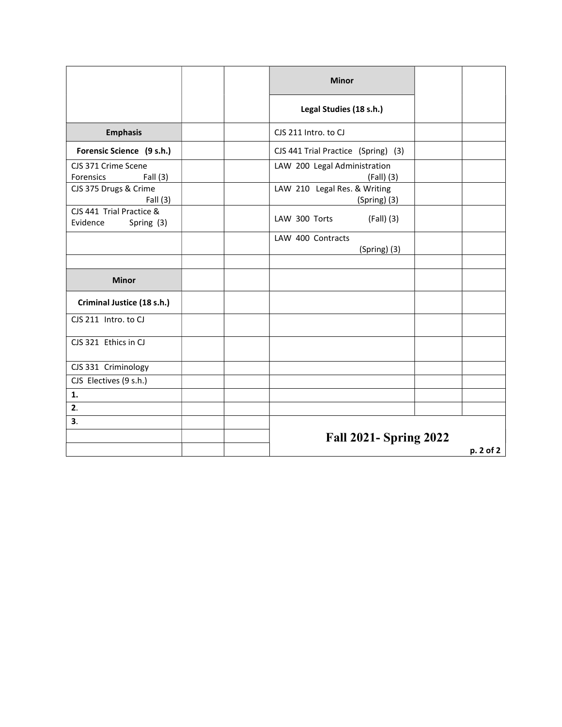| | | | | | |
|---|---|---|---|---|---|
| | | | **Minor** | | |
| | | | **Legal Studies (18 s.h.)** | | |
| **Emphasis** | | | CJS 211 Intro. to CJ | | |
| **Forensic Science (9 s.h.)** | | | CJS 441 Trial Practice (Spring) (3) | | |
| CJS 371 Crime Scene Forensics Fall (3) | | | LAW 200 Legal Administration (Fall) (3) | | |
| CJS 375 Drugs & Crime Fall (3) | | | LAW 210 Legal Res. & Writing (Spring) (3) | | |
| CJS 441 Trial Practice & Evidence Spring (3) | | | LAW 300 Torts (Fall) (3) | | |
| | | | LAW 400 Contracts (Spring) (3) | | |
| | | | | | |
| **Minor** | | | | | |
| **Criminal Justice (18 s.h.)** | | | | | |
| CJS 211 Intro. to CJ | | | | | |
| CJS 321 Ethics in CJ | | | | | |
| CJS 331 Criminology | | | | | |
| CJS Electives (9 s.h.) | | | | | |
| **1.** | | | | | |
| **2**. | | | | | |
| **3**. | | | | | |
| | | | | | |
| | | | | | |

**Fall 2021- Spring 2022**